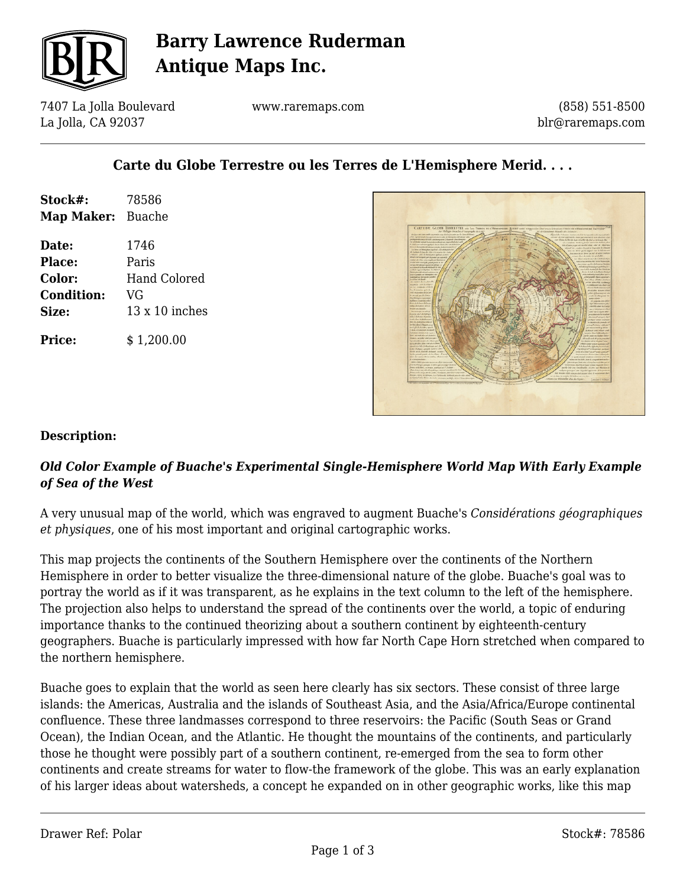# Barry Lawrence Ruderman Antique Maps Inc.

7407 La Jolla Boulevard
La Jolla, CA 92037

www.raremaps.com

(858) 551-8500
blr@raremaps.com

## Carte du Globe Terrestre ou les Terres de L'Hemisphere Merid. . . .

**Stock#:** 78586
**Map Maker:** Buache

**Date:** 1746
**Place:** Paris
**Color:** Hand Colored
**Condition:** VG
**Size:** 13 x 10 inches

**Price:** $ 1,200.00

### Description:

***Old Color Example of Buache's Experimental Single-Hemisphere World Map With Early Example of Sea of the West***

A very unusual map of the world, which was engraved to augment Buache's *Considérations géographiques et physiques*, one of his most important and original cartographic works.

This map projects the continents of the Southern Hemisphere over the continents of the Northern Hemisphere in order to better visualize the three-dimensional nature of the globe. Buache's goal was to portray the world as if it was transparent, as he explains in the text column to the left of the hemisphere. The projection also helps to understand the spread of the continents over the world, a topic of enduring importance thanks to the continued theorizing about a southern continent by eighteenth-century geographers. Buache is particularly impressed with how far North Cape Horn stretched when compared to the northern hemisphere.

Buache goes to explain that the world as seen here clearly has six sectors. These consist of three large islands: the Americas, Australia and the islands of Southeast Asia, and the Asia/Africa/Europe continental confluence. These three landmasses correspond to three reservoirs: the Pacific (South Seas or Grand Ocean), the Indian Ocean, and the Atlantic. He thought the mountains of the continents, and particularly those he thought were possibly part of a southern continent, re-emerged from the sea to form other continents and create streams for water to flow-the framework of the globe. This was an early explanation of his larger ideas about watersheds, a concept he expanded on in other geographic works, like this map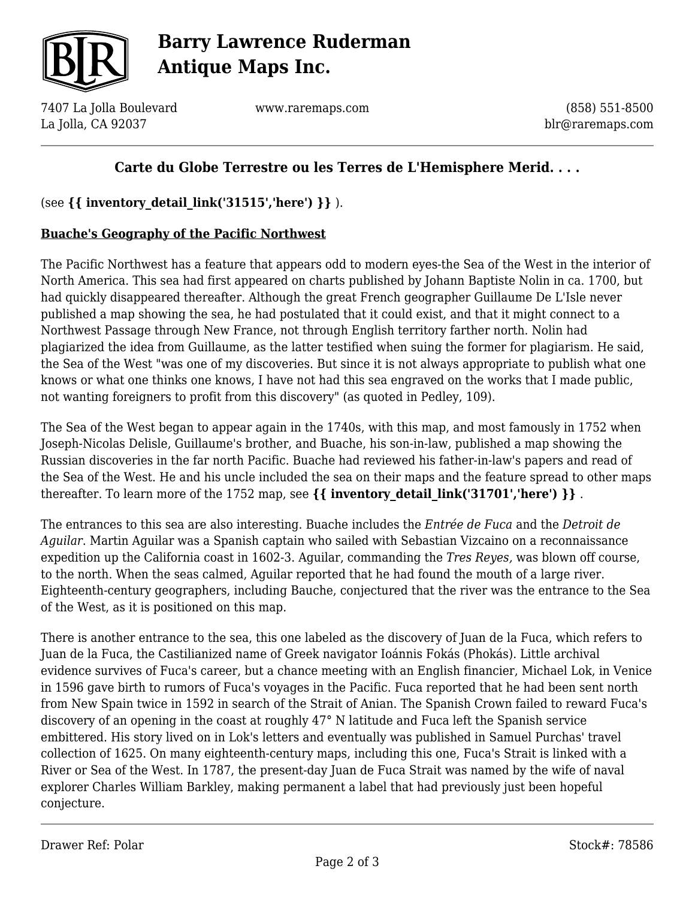## Carte du Globe Terrestre ou les Terres de L'Hemisphere Merid. . . .

(see **{{ inventory_detail_link('31515','here') }}** ).

**Buache's Geography of the Pacific Northwest**

The Pacific Northwest has a feature that appears odd to modern eyes-the Sea of the West in the interior of North America. This sea had first appeared on charts published by Johann Baptiste Nolin in ca. 1700, but had quickly disappeared thereafter. Although the great French geographer Guillaume De L'Isle never published a map showing the sea, he had postulated that it could exist, and that it might connect to a Northwest Passage through New France, not through English territory farther north. Nolin had plagiarized the idea from Guillaume, as the latter testified when suing the former for plagiarism. He said, the Sea of the West "was one of my discoveries. But since it is not always appropriate to publish what one knows or what one thinks one knows, I have not had this sea engraved on the works that I made public, not wanting foreigners to profit from this discovery" (as quoted in Pedley, 109).

The Sea of the West began to appear again in the 1740s, with this map, and most famously in 1752 when Joseph-Nicolas Delisle, Guillaume's brother, and Buache, his son-in-law, published a map showing the Russian discoveries in the far north Pacific. Buache had reviewed his father-in-law's papers and read of the Sea of the West. He and his uncle included the sea on their maps and the feature spread to other maps thereafter. To learn more of the 1752 map, see **{{ inventory_detail_link('31701','here') }}** .

The entrances to this sea are also interesting. Buache includes the *Entrée de Fuca* and the *Detroit de Aguilar*. Martin Aguilar was a Spanish captain who sailed with Sebastian Vizcaino on a reconnaissance expedition up the California coast in 1602-3. Aguilar, commanding the *Tres Reyes*, was blown off course, to the north. When the seas calmed, Aguilar reported that he had found the mouth of a large river. Eighteenth-century geographers, including Bauche, conjectured that the river was the entrance to the Sea of the West, as it is positioned on this map.

There is another entrance to the sea, this one labeled as the discovery of Juan de la Fuca, which refers to Juan de la Fuca, the Castilianized name of Greek navigator Ioánnis Fokás (Phokás). Little archival evidence survives of Fuca's career, but a chance meeting with an English financier, Michael Lok, in Venice in 1596 gave birth to rumors of Fuca's voyages in the Pacific. Fuca reported that he had been sent north from New Spain twice in 1592 in search of the Strait of Anian. The Spanish Crown failed to reward Fuca's discovery of an opening in the coast at roughly 47° N latitude and Fuca left the Spanish service embittered. His story lived on in Lok's letters and eventually was published in Samuel Purchas' travel collection of 1625. On many eighteenth-century maps, including this one, Fuca's Strait is linked with a River or Sea of the West. In 1787, the present-day Juan de Fuca Strait was named by the wife of naval explorer Charles William Barkley, making permanent a label that had previously just been hopeful conjecture.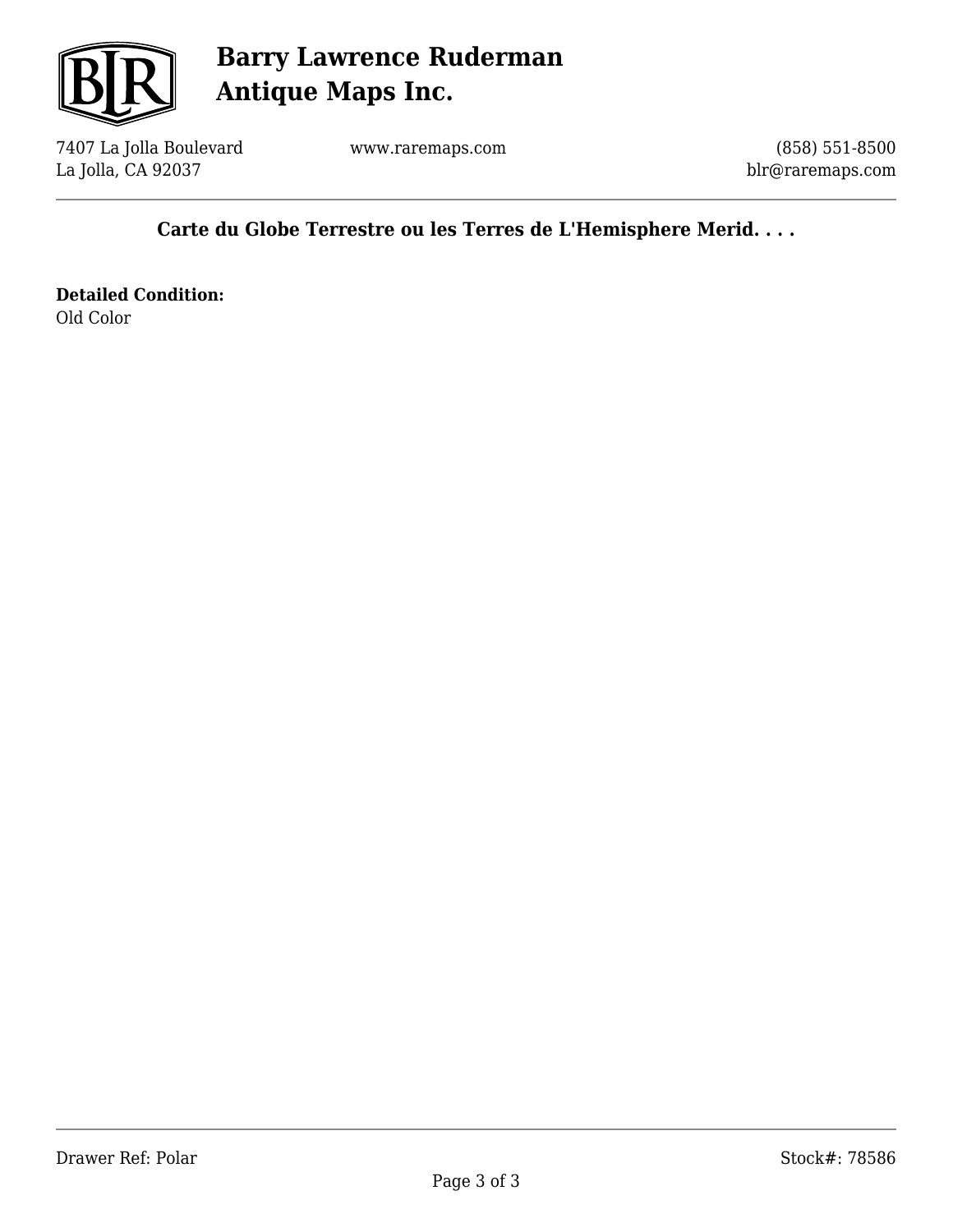**Carte du Globe Terrestre ou les Terres de L'Hemisphere Merid. . . .**

**Detailed Condition:**
Old Color